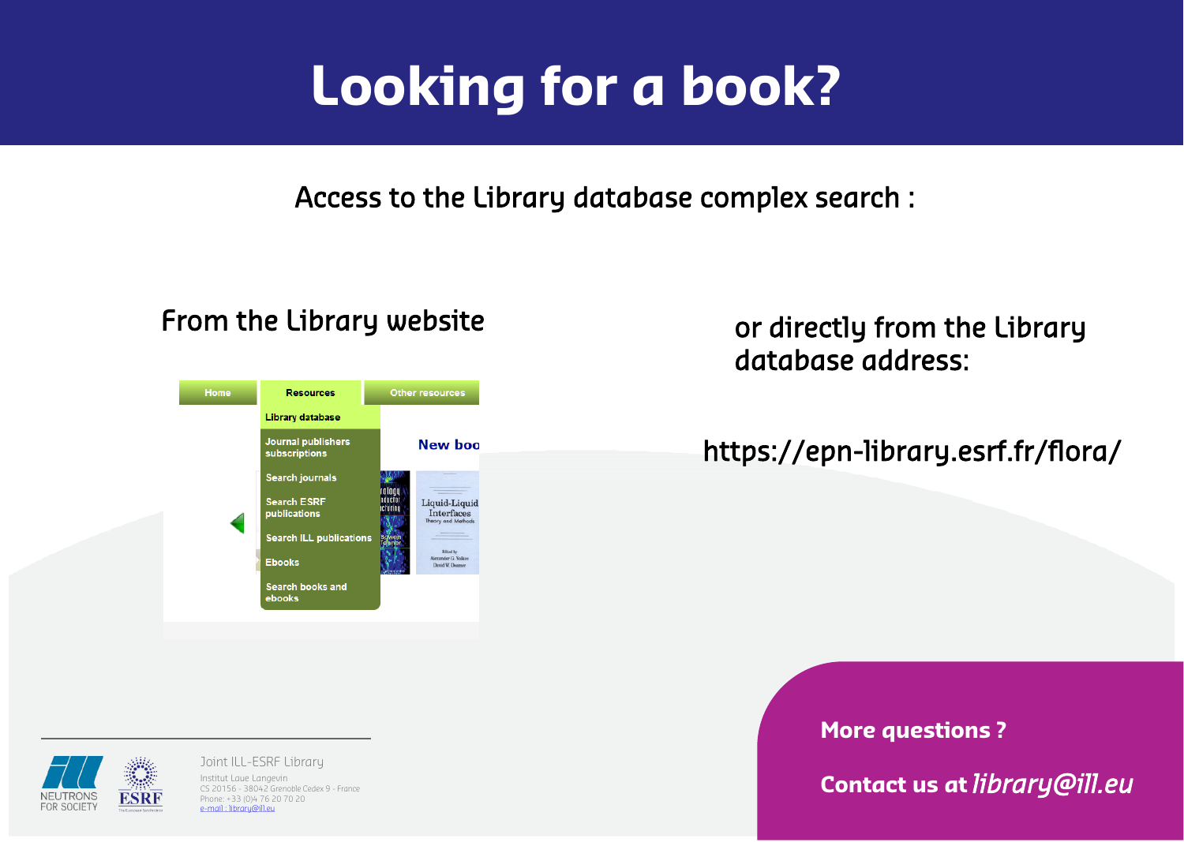# Looking for a book?

Access to the Library database complex search :

From the Library website

- Home
- Resources
  - Library database
  - Journal publishers subscriptions
  - Search journals
  - Search ESRF publications
  - Search ILL publications
  - Ebooks
  - Search books and ebooks
- Other resources

or directly from the Library database address:

https://epn-library.esrf.fr/flora/

**More questions ?**

**Contact us at** ***library@ill.eu***

Joint ILL-ESRF Library
Institut Laue Langevin
CS 20156 - 38042 Grenoble Cedex 9 - France
Phone: +33 (0)4 76 20 70 20
e-mail : library@ill.eu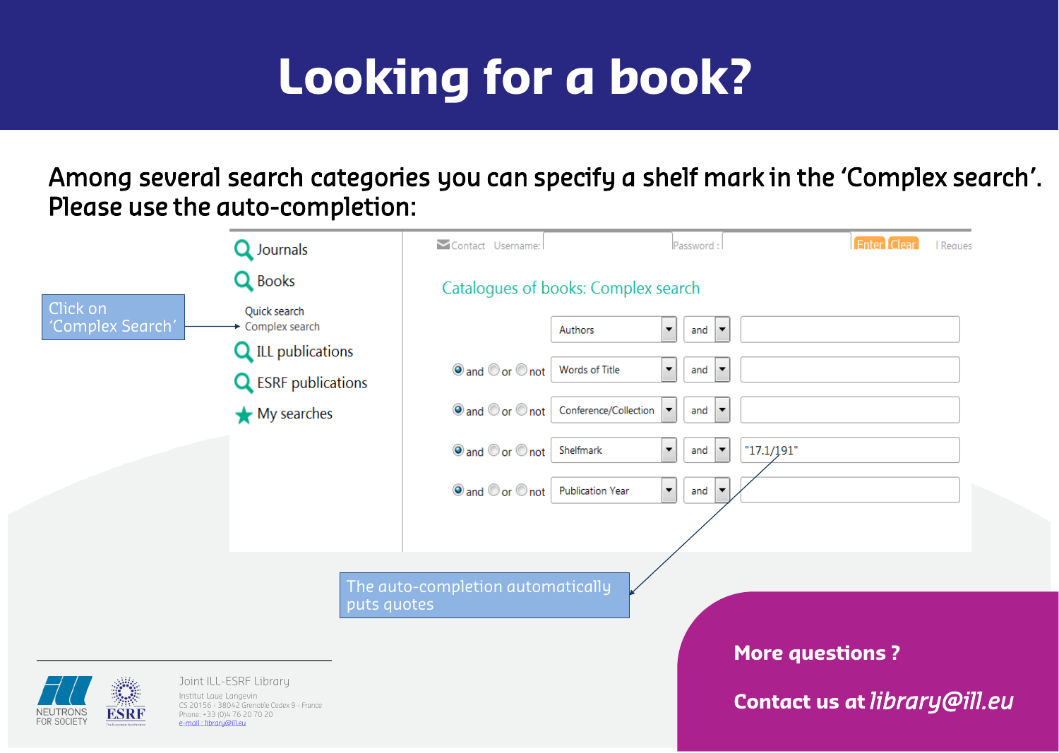# Looking for a book?

Among several search categories you can specify a shelf mark in the 'Complex search'. Please use the auto-completion:

Journals

Books

- Quick search
- Complex search

ILL publications

ESRF publications

My searches

Click on 'Complex Search'

Contact Username: Password: Enter Clear | Reques

Catalogues of books: Complex search

| | Field | Operator | Value |
|---|---|---|---|
| | Authors | and | |
| ◉ and ○ or ○ not | Words of Title | and | |
| ◉ and ○ or ○ not | Conference/Collection | and | |
| ◉ and ○ or ○ not | Shelfmark | and | "17.1/191" |
| ◉ and ○ or ○ not | Publication Year | and | |

The auto-completion automatically puts quotes

**More questions ?**

**Contact us at** *library@ill.eu*

NEUTRONS FOR SOCIETY

ESRF

Joint ILL-ESRF Library

Institut Laue Langevin

CS 20156 - 38042 Grenoble Cedex 9 - France

Phone: +33 (0)4 76 20 70 20

e-mail : library@ill.eu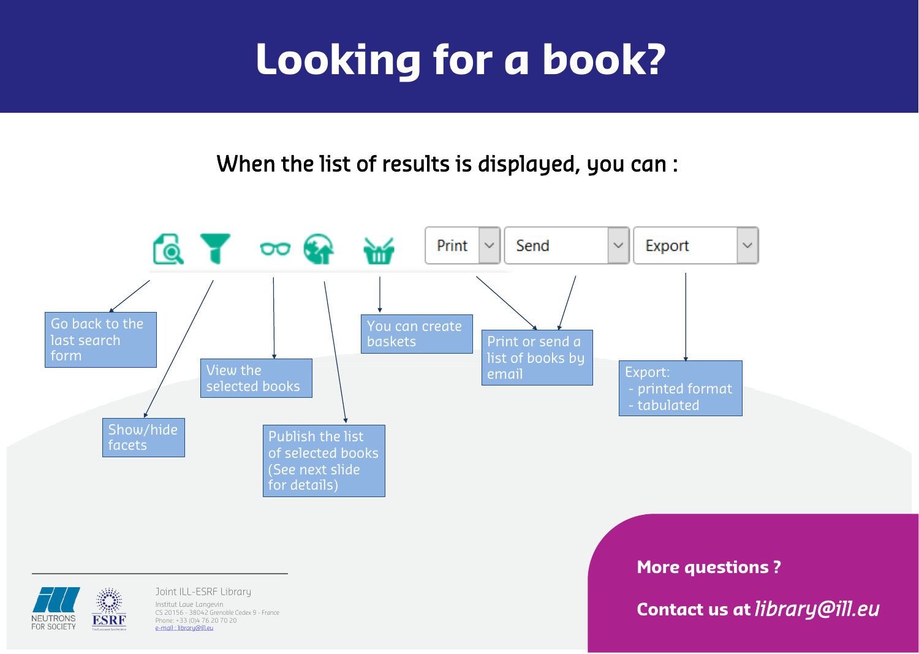# Looking for a book?

When the list of results is displayed, you can :

Print | Send | Export

- Go back to the last search form
- Show/hide facets
- View the selected books
- Publish the list of selected books (See next slide for details)
- You can create baskets
- Print or send a list of books by email
- Export:
  - printed format
  - tabulated

**More questions ?**

**Contact us at** *library@ill.eu*

Joint ILL-ESRF Library

Institut Laue Langevin
CS 20156 - 38042 Grenoble Cedex 9 - France
Phone: +33 (0)4 76 20 70 20
e-mail : library@ill.eu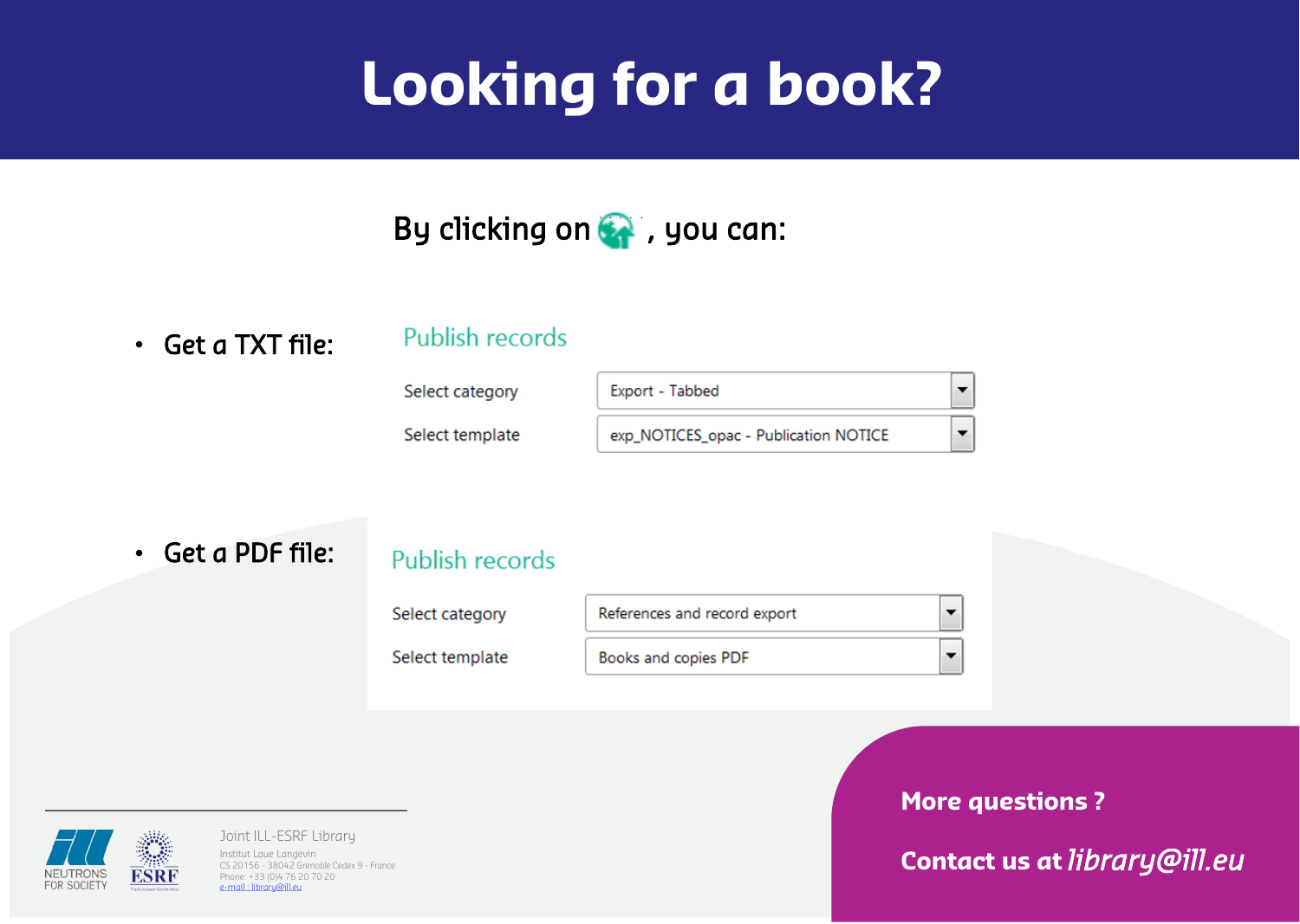# Looking for a book?

By clicking on , you can:

- **Get a TXT file:**

  Publish records

  | Select category | Export - Tabbed |
  | --- | --- |
  | Select template | exp_NOTICES_opac - Publication NOTICE |

- **Get a PDF file:**

  Publish records

  | Select category | References and record export |
  | --- | --- |
  | Select template | Books and copies PDF |

Joint ILL-ESRF Library
Institut Laue Langevin
CS 20156 - 38042 Grenoble Cedex 9 - France
Phone: +33 (0)4 76 20 70 20
e-mail : library@ill.eu

**More questions ?**

**Contact us at** *library@ill.eu*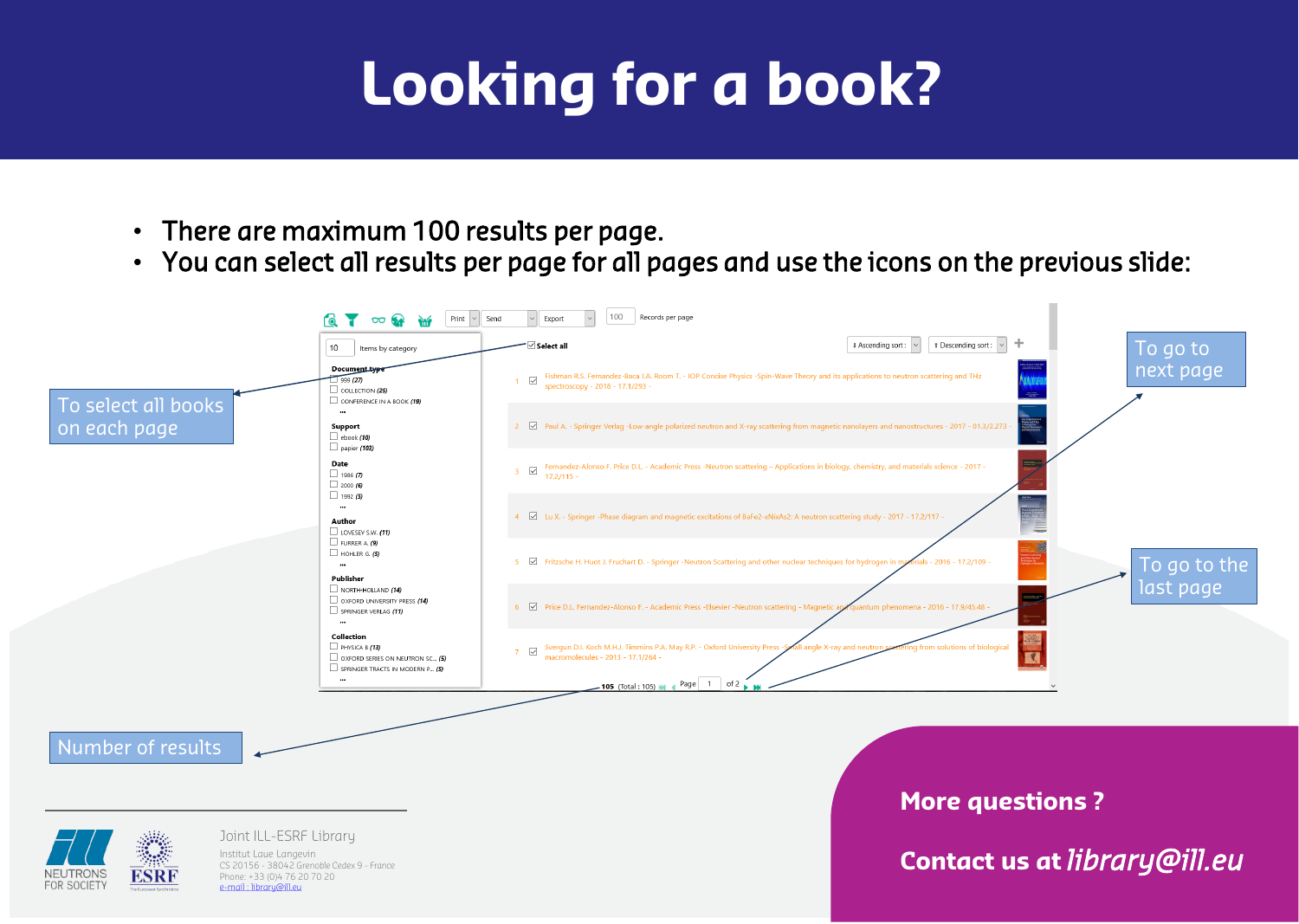# Looking for a book?

- There are maximum 100 results per page.
- You can select all results per page for all pages and use the icons on the previous slide:

To select all books on each page

To go to next page

To go to the last page

Number of results

**More questions ?**

**Contact us at *library@ill.eu***

Joint ILL-ESRF Library

Institut Laue Langevin
CS 20156 - 38042 Grenoble Cedex 9 - France
Phone: +33 (0)4 76 20 70 20
e-mail : library@ill.eu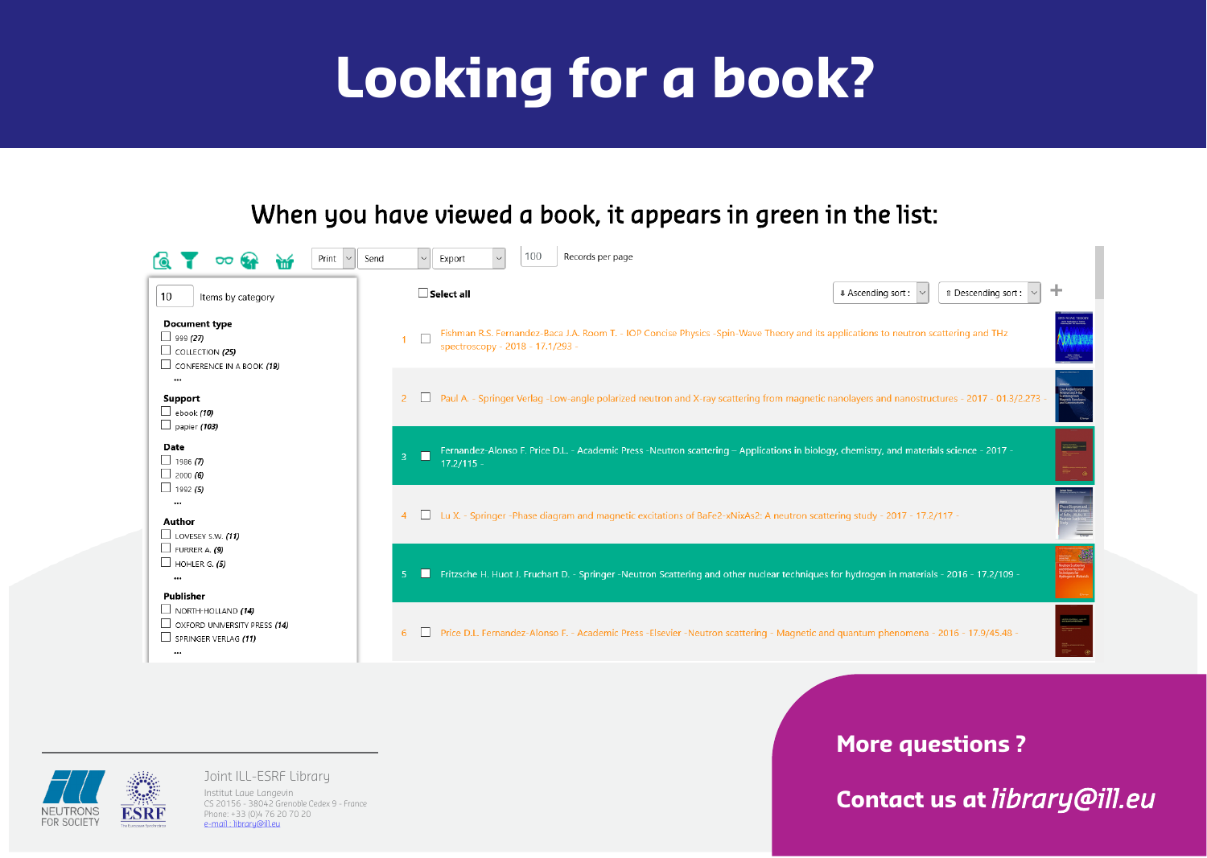# Looking for a book?

When you have viewed a book, it appears in green in the list:

Print | Send | Export | 100 Records per page

10 Items by category

**Document type**
- 999 *(27)*
- COLLECTION *(25)*
- CONFERENCE IN A BOOK *(19)*
- ...

**Support**
- ebook *(10)*
- papier *(103)*

**Date**
- 1986 *(7)*
- 2000 *(6)*
- 1992 *(5)*
- ...

**Author**
- LOVESEY S.W. *(11)*
- FURRER A. *(9)*
- HOHLER G. *(5)*
- ...

**Publisher**
- NORTH-HOLLAND *(14)*
- OXFORD UNIVERSITY PRESS *(14)*
- SPRINGER VERLAG *(11)*
- ...

Select all | Ascending sort : | Descending sort :

1. Fishman R.S. Fernandez-Baca J.A. Room T. - IOP Concise Physics -Spin-Wave Theory and its applications to neutron scattering and THz spectroscopy - 2018 - 17.1/293 -
2. Paul A. - Springer Verlag -Low-angle polarized neutron and X-ray scattering from magnetic nanolayers and nanostructures - 2017 - 01.3/2.273 -
3. Fernandez-Alonso F. Price D.L. - Academic Press -Neutron scattering – Applications in biology, chemistry, and materials science - 2017 - 17.2/115 -
4. Lu X. - Springer -Phase diagram and magnetic excitations of BaFe2-xNixAs2: A neutron scattering study - 2017 - 17.2/117 -
5. Fritzsche H. Huot J. Fruchart D. - Springer -Neutron Scattering and other nuclear techniques for hydrogen in materials - 2016 - 17.2/109 -
6. Price D.L. Fernandez-Alonso F. - Academic Press -Elsevier -Neutron scattering - Magnetic and quantum phenomena - 2016 - 17.9/45.48 -

Joint ILL-ESRF Library
Institut Laue Langevin
CS 20156 - 38042 Grenoble Cedex 9 - France
Phone: +33 (0)4 76 20 70 20
e-mail : library@ill.eu

**More questions ?**

**Contact us at *library@ill.eu***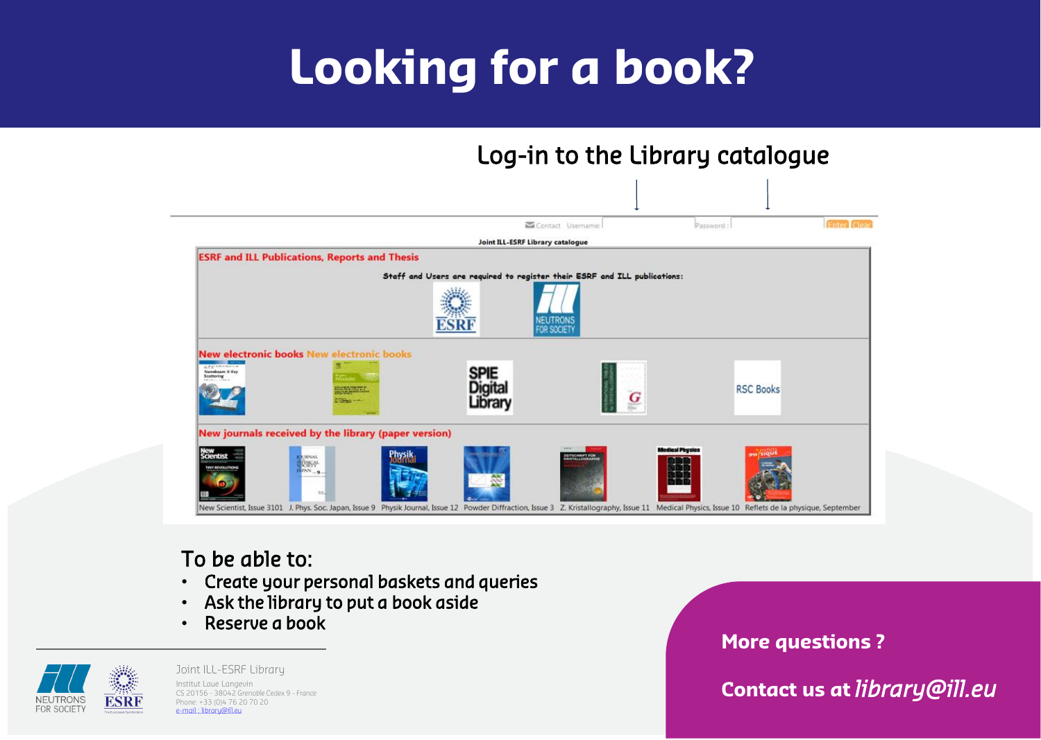# Looking for a book?

## Log-in to the Library catalogue

Contact Username: Password: Enter Clear

Joint ILL-ESRF Library catalogue

**ESRF and ILL Publications, Reports and Thesis**

**Staff and Users are required to register their ESRF and ILL publications:**

ESRF NEUTRONS FOR SOCIETY

**New electronic books** New electronic books

SPIE Digital Library RSC Books

**New journals received by the library (paper version)**

New Scientist, Issue 3101 J. Phys. Soc. Japan, Issue 9 Physik Journal, Issue 12 Powder Diffraction, Issue 3 Z. Kristallography, Issue 11 Medical Physics, Issue 10 Reflets de la physique, September

To be able to:

- Create your personal baskets and queries
- Ask the library to put a book aside
- Reserve a book

Joint ILL-ESRF Library
Institut Laue Langevin
CS 20156 - 38042 Grenoble Cedex 9 - France
Phone: +33 (0)4 76 20 70 20
e-mail : library@ill.eu

**More questions ?**

**Contact us at** *library@ill.eu*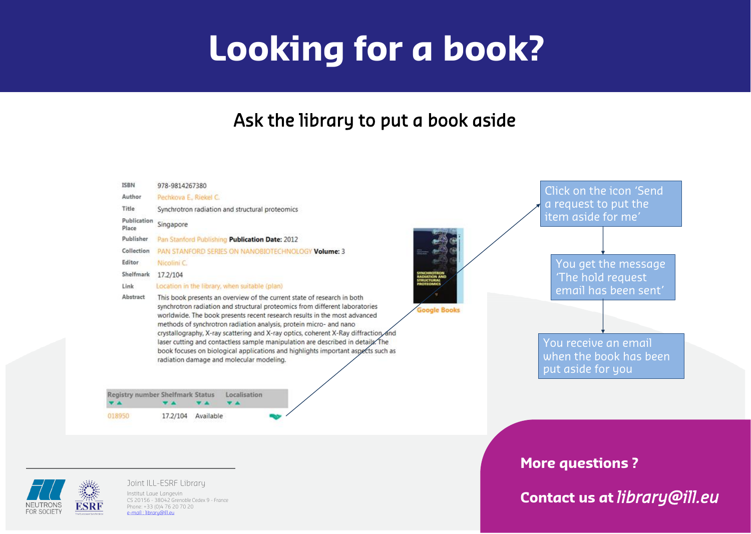# Looking for a book?

## Ask the library to put a book aside

| | |
|---|---|
| ISBN | 978-9814267380 |
| Author | Pechkova E., Riekel C. |
| Title | Synchrotron radiation and structural proteomics |
| Publication Place | Singapore |
| Publisher | Pan Stanford Publishing **Publication Date:** 2012 |
| Collection | PAN STANFORD SERIES ON NANOBIOTECHNOLOGY **Volume:** 3 |
| Editor | Nicolini C. |
| Shelfmark | 17.2/104 |
| Link | Location in the library, when suitable (plan) |
| Abstract | This book presents an overview of the current state of research in both synchrotron radiation and structural proteomics from different laboratories worldwide. The book presents recent research results in the most advanced methods of synchrotron radiation analysis, protein micro- and nano crystallography, X-ray scattering and X-ray optics, coherent X-Ray diffraction and laser cutting and contactless sample manipulation are described in details. The book focuses on biological applications and highlights important aspects such as radiation damage and molecular modeling. |

Google Books

| Registry number | Shelfmark | Status | Localisation |
|---|---|---|---|
| 018950 | 17.2/104 | Available | |

Click on the icon 'Send a request to put the item aside for me'

You get the message 'The hold request email has been sent'

You receive an email when the book has been put aside for you

**More questions ?**

**Contact us at** *library@ill.eu*

Joint ILL-ESRF Library

Institut Laue Langevin
CS 20156 - 38042 Grenoble Cedex 9 - France
Phone: +33 (0)4 76 20 70 20
e-mail : library@ill.eu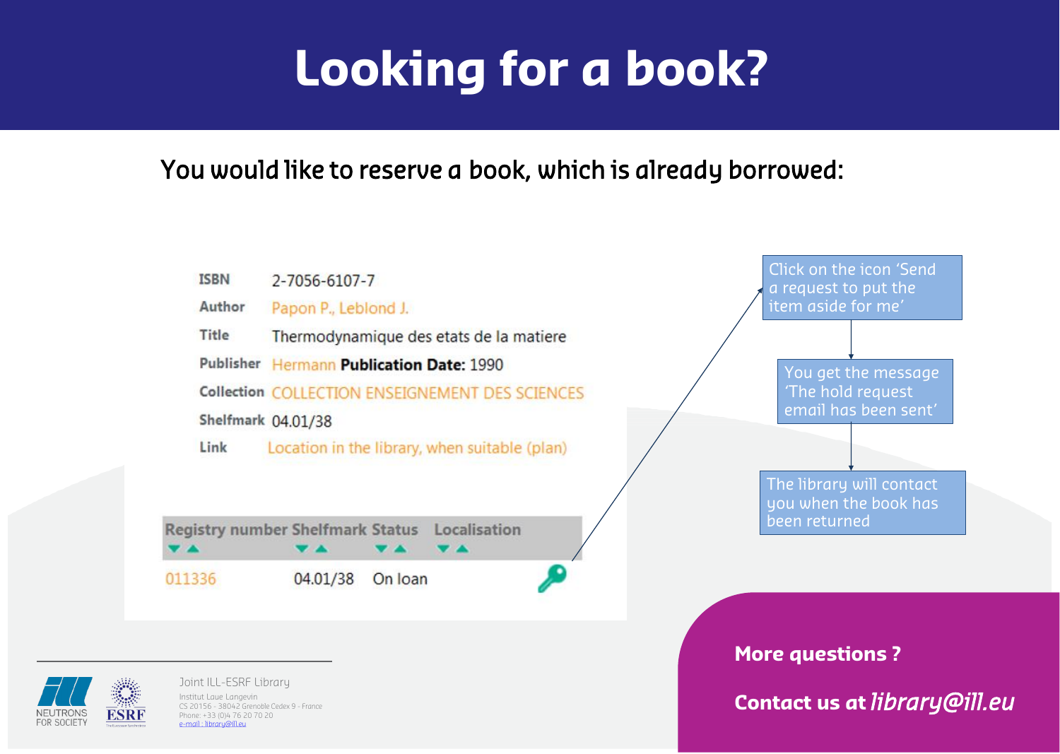# Looking for a book?

You would like to reserve a book, which is already borrowed:

| | |
|---|---|
| ISBN | 2-7056-6107-7 |
| Author | Papon P., Leblond J. |
| Title | Thermodynamique des etats de la matiere |
| Publisher | Hermann **Publication Date:** 1990 |
| Collection | COLLECTION ENSEIGNEMENT DES SCIENCES |
| Shelfmark | 04.01/38 |
| Link | Location in the library, when suitable (plan) |

| Registry number | Shelfmark | Status | Localisation |
|---|---|---|---|
| 011336 | 04.01/38 | On loan | |

Click on the icon 'Send a request to put the item aside for me'

You get the message 'The hold request email has been sent'

The library will contact you when the book has been returned

**More questions ?**

**Contact us at** *library@ill.eu*

Joint ILL-ESRF Library

Institut Laue Langevin
CS 20156 - 38042 Grenoble Cedex 9 - France
Phone: +33 (0)4 76 20 70 20
e-mail : library@ill.eu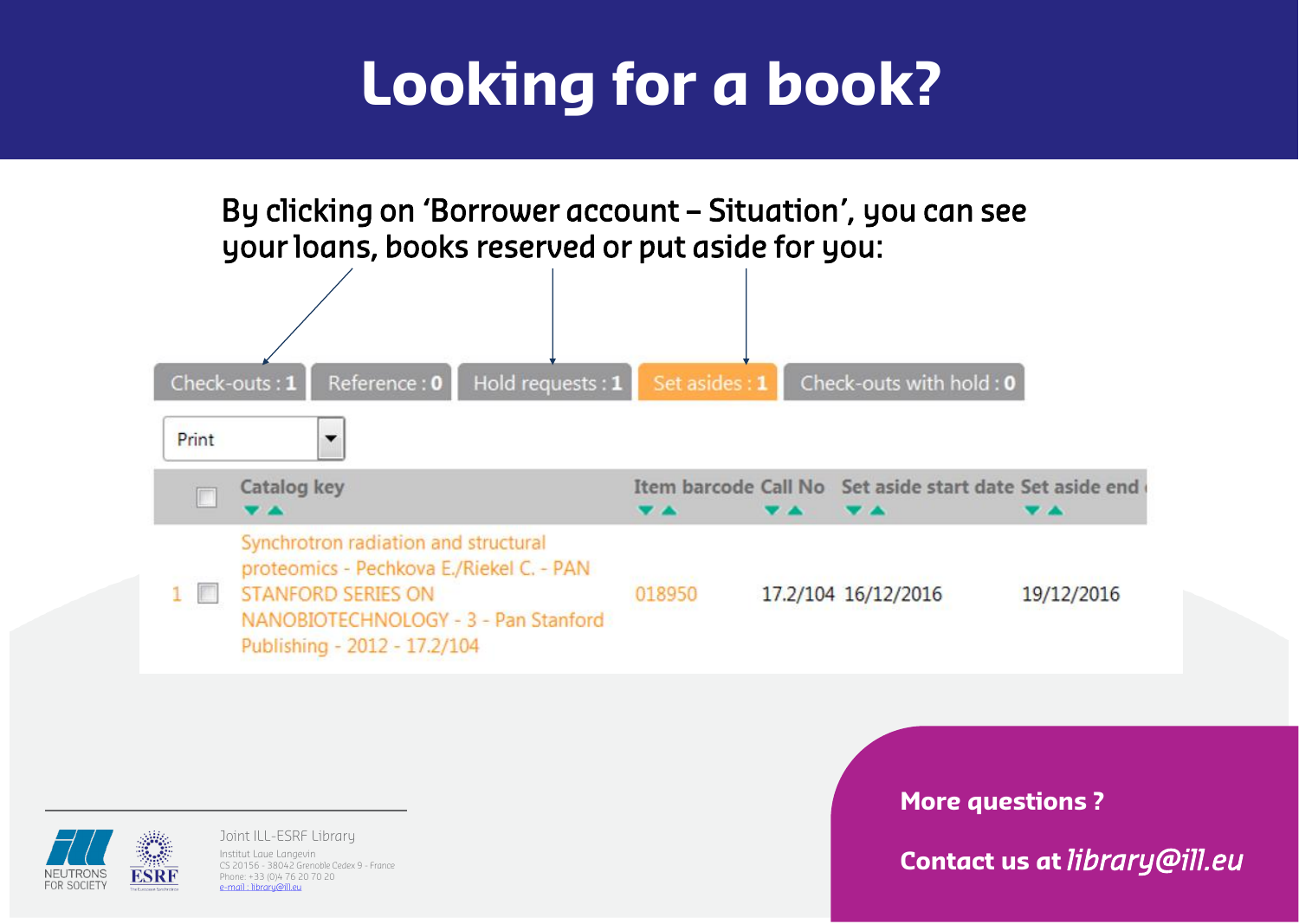# Looking for a book?

By clicking on 'Borrower account – Situation', you can see your loans, books reserved or put aside for you:

Check-outs : **1** | Reference : **0** | Hold requests : **1** | Set asides : **1** | Check-outs with hold : **0**

Print

| | | Catalog key | Item barcode | Call No | Set aside start date | Set aside end |
|---|---|---|---|---|---|---|
| 1 | ☐ | Synchrotron radiation and structural proteomics - Pechkova E./Riekel C. - PAN STANFORD SERIES ON NANOBIOTECHNOLOGY - 3 - Pan Stanford Publishing - 2012 - 17.2/104 | 018950 | 17.2/104 | 16/12/2016 | 19/12/2016 |

NEUTRONS FOR SOCIETY

ESRF

Joint ILL-ESRF Library

Institut Laue Langevin
CS 20156 - 38042 Grenoble Cedex 9 - France
Phone: +33 (0)4 76 20 70 20
e-mail : library@ill.eu

**More questions ?**

**Contact us at** *library@ill.eu*